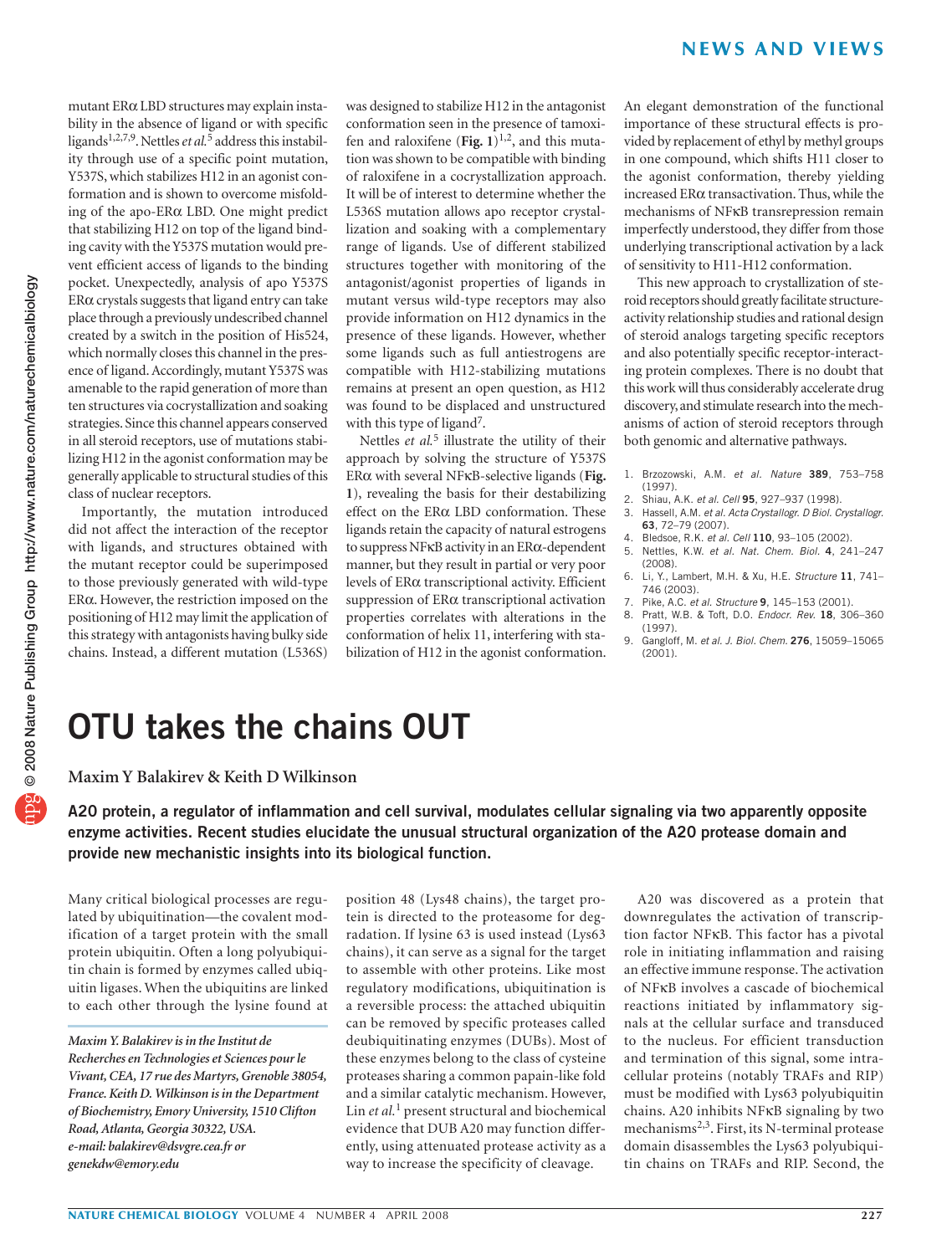mutant ERα LBD structures may explain instability in the absence of ligand or with specific ligands[1,2,7,9]. Nettles *et al.*[5] address this instability through use of a specific point mutation, Y537S, which stabilizes H12 in an agonist conformation and is shown to overcome misfolding of the apo-ERα LBD. One might predict that stabilizing H12 on top of the ligand binding cavity with the Y537S mutation would prevent efficient access of ligands to the binding pocket. Unexpectedly, analysis of apo Y537S ERα crystals suggests that ligand entry can take place through a previously undescribed channel created by a switch in the position of His524, which normally closes this channel in the presence of ligand. Accordingly, mutant Y537S was amenable to the rapid generation of more than ten structures via cocrystallization and soaking strategies. Since this channel appears conserved in all steroid receptors, use of mutations stabilizing H12 in the agonist conformation may be generally applicable to structural studies of this class of nuclear receptors.

Importantly, the mutation introduced did not affect the interaction of the receptor with ligands, and structures obtained with the mutant receptor could be superimposed to those previously generated with wild-type ERα. However, the restriction imposed on the positioning of H12 may limit the application of this strategy with antagonists having bulky side chains. Instead, a different mutation (L536S) was designed to stabilize H12 in the antagonist conformation seen in the presence of tamoxifen and raloxifene (**Fig. 1**)[1,2], and this mutation was shown to be compatible with binding of raloxifene in a cocrystallization approach. It will be of interest to determine whether the L536S mutation allows apo receptor crystallization and soaking with a complementary range of ligands. Use of different stabilized structures together with monitoring of the antagonist/agonist properties of ligands in mutant versus wild-type receptors may also provide information on H12 dynamics in the presence of these ligands. However, whether some ligands such as full antiestrogens are compatible with H12-stabilizing mutations remains at present an open question, as H12 was found to be displaced and unstructured with this type of ligand[7].

Nettles *et al.*[5] illustrate the utility of their approach by solving the structure of Y537S ERα with several NFκB-selective ligands (**Fig. 1**), revealing the basis for their destabilizing effect on the ERα LBD conformation. These ligands retain the capacity of natural estrogens to suppress NFκB activity in an ERα-dependent manner, but they result in partial or very poor levels of ERα transcriptional activity. Efficient suppression of ERα transcriptional activation properties correlates with alterations in the conformation of helix 11, interfering with stabilization of H12 in the agonist conformation. An elegant demonstration of the functional importance of these structural effects is provided by replacement of ethyl by methyl groups in one compound, which shifts H11 closer to the agonist conformation, thereby yielding increased ERα transactivation. Thus, while the mechanisms of NFκB transrepression remain imperfectly understood, they differ from those underlying transcriptional activation by a lack of sensitivity to H11-H12 conformation.

This new approach to crystallization of steroid receptors should greatly facilitate structure-activity relationship studies and rational design of steroid analogs targeting specific receptors and also potentially specific receptor-interacting protein complexes. There is no doubt that this work will thus considerably accelerate drug discovery, and stimulate research into the mechanisms of action of steroid receptors through both genomic and alternative pathways.

1. Brzozowski, A.M. *et al. Nature* **389**, 753–758 (1997).
2. Shiau, A.K. *et al. Cell* **95**, 927–937 (1998).
3. Hassell, A.M. *et al. Acta Crystallogr. D Biol. Crystallogr.* **63**, 72–79 (2007).
4. Bledsoe, R.K. *et al. Cell* **110**, 93–105 (2002).
5. Nettles, K.W. *et al. Nat. Chem. Biol.* **4**, 241–247 (2008).
6. Li, Y., Lambert, M.H. & Xu, H.E. *Structure* **11**, 741–746 (2003).
7. Pike, A.C. *et al. Structure* **9**, 145–153 (2001).
8. Pratt, W.B. & Toft, D.O. *Endocr. Rev.* **18**, 306–360 (1997).
9. Gangloff, M. *et al. J. Biol. Chem.* **276**, 15059–15065 (2001).

# OTU takes the chains OUT

**Maxim Y Balakirev & Keith D Wilkinson**

**A20 protein, a regulator of inflammation and cell survival, modulates cellular signaling via two apparently opposite enzyme activities. Recent studies elucidate the unusual structural organization of the A20 protease domain and provide new mechanistic insights into its biological function.**

Many critical biological processes are regulated by ubiquitination—the covalent modification of a target protein with the small protein ubiquitin. Often a long polyubiquitin chain is formed by enzymes called ubiquitin ligases. When the ubiquitins are linked to each other through the lysine found at position 48 (Lys48 chains), the target protein is directed to the proteasome for degradation. If lysine 63 is used instead (Lys63 chains), it can serve as a signal for the target to assemble with other proteins. Like most regulatory modifications, ubiquitination is a reversible process: the attached ubiquitin can be removed by specific proteases called deubiquitinating enzymes (DUBs). Most of these enzymes belong to the class of cysteine proteases sharing a common papain-like fold and a similar catalytic mechanism. However, Lin *et al.*[1] present structural and biochemical evidence that DUB A20 may function differently, using attenuated protease activity as a way to increase the specificity of cleavage.

*Maxim Y. Balakirev is in the Institut de Recherches en Technologies et Sciences pour le Vivant, CEA, 17 rue des Martyrs, Grenoble 38054, France. Keith D. Wilkinson is in the Department of Biochemistry, Emory University, 1510 Clifton Road, Atlanta, Georgia 30322, USA. e-mail: balakirev@dsvgre.cea.fr or genekdw@emory.edu*

A20 was discovered as a protein that downregulates the activation of transcription factor NFκB. This factor has a pivotal role in initiating inflammation and raising an effective immune response. The activation of NFκB involves a cascade of biochemical reactions initiated by inflammatory signals at the cellular surface and transduced to the nucleus. For efficient transduction and termination of this signal, some intracellular proteins (notably TRAFs and RIP) must be modified with Lys63 polyubiquitin chains. A20 inhibits NFκB signaling by two mechanisms[2,3]. First, its N-terminal protease domain disassembles the Lys63 polyubiquitin chains on TRAFs and RIP. Second, the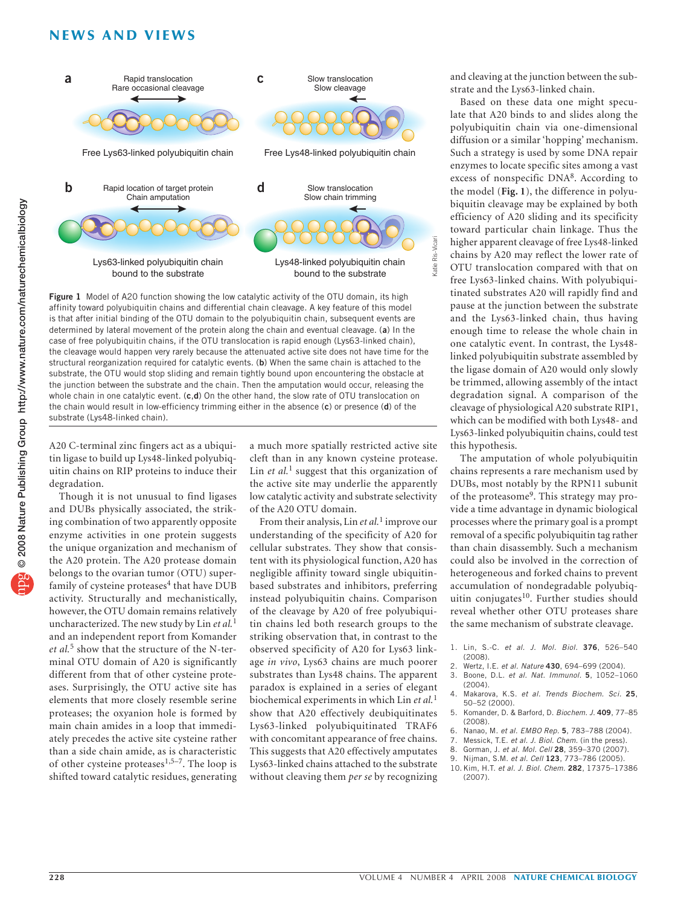Rapid translocation
Rare occasional cleavage

Free Lys63-linked polyubiquitin chain

Slow translocation
Slow cleavage

Free Lys48-linked polyubiquitin chain

Rapid location of target protein
Chain amputation

Lys63-linked polyubiquitin chain bound to the substrate

Slow translocation
Slow chain trimming

Lys48-linked polyubiquitin chain bound to the substrate

Katie Ris-Vicari

**Figure 1** Model of A20 function showing the low catalytic activity of the OTU domain, its high affinity toward polyubiquitin chains and differential chain cleavage. A key feature of this model is that after initial binding of the OTU domain to the polyubiquitin chain, subsequent events are determined by lateral movement of the protein along the chain and eventual cleavage. (**a**) In the case of free polyubiquitin chains, if the OTU translocation is rapid enough (Lys63-linked chain), the cleavage would happen very rarely because the attenuated active site does not have time for the structural reorganization required for catalytic events. (**b**) When the same chain is attached to the substrate, the OTU would stop sliding and remain tightly bound upon encountering the obstacle at the junction between the substrate and the chain. Then the amputation would occur, releasing the whole chain in one catalytic event. (**c**,**d**) On the other hand, the slow rate of OTU translocation on the chain would result in low-efficiency trimming either in the absence (**c**) or presence (**d**) of the substrate (Lys48-linked chain).

A20 C-terminal zinc fingers act as a ubiquitin ligase to build up Lys48-linked polyubiquitin chains on RIP proteins to induce their degradation.

Though it is not unusual to find ligases and DUBs physically associated, the striking combination of two apparently opposite enzyme activities in one protein suggests the unique organization and mechanism of the A20 protein. The A20 protease domain belongs to the ovarian tumor (OTU) superfamily of cysteine proteases[4] that have DUB activity. Structurally and mechanistically, however, the OTU domain remains relatively uncharacterized. The new study by Lin *et al.*[1] and an independent report from Komander *et al.*[5] show that the structure of the N-terminal OTU domain of A20 is significantly different from that of other cysteine proteases. Surprisingly, the OTU active site has elements that more closely resemble serine proteases; the oxyanion hole is formed by main chain amides in a loop that immediately precedes the active site cysteine rather than a side chain amide, as is characteristic of other cysteine proteases[1,5–7]. The loop is shifted toward catalytic residues, generating a much more spatially restricted active site cleft than in any known cysteine protease. Lin *et al.*[1] suggest that this organization of the active site may underlie the apparently low catalytic activity and substrate selectivity of the A20 OTU domain.

From their analysis, Lin *et al.*[1] improve our understanding of the specificity of A20 for cellular substrates. They show that consistent with its physiological function, A20 has negligible affinity toward single ubiquitin-based substrates and inhibitors, preferring instead polyubiquitin chains. Comparison of the cleavage by A20 of free polyubiquitin chains led both research groups to the striking observation that, in contrast to the observed specificity of A20 for Lys63 linkage *in vivo*, Lys63 chains are much poorer substrates than Lys48 chains. The apparent paradox is explained in a series of elegant biochemical experiments in which Lin *et al.*[1] show that A20 effectively deubiquitinates Lys63-linked polyubiquitinated TRAF6 with concomitant appearance of free chains. This suggests that A20 effectively amputates Lys63-linked chains attached to the substrate without cleaving them *per se* by recognizing and cleaving at the junction between the substrate and the Lys63-linked chain.

Based on these data one might speculate that A20 binds to and slides along the polyubiquitin chain via one-dimensional diffusion or a similar 'hopping' mechanism. Such a strategy is used by some DNA repair enzymes to locate specific sites among a vast excess of nonspecific DNA[8]. According to the model (**Fig. 1**), the difference in polyubiquitin cleavage may be explained by both efficiency of A20 sliding and its specificity toward particular chain linkage. Thus the higher apparent cleavage of free Lys48-linked chains by A20 may reflect the lower rate of OTU translocation compared with that on free Lys63-linked chains. With polyubiquitinated substrates A20 will rapidly find and pause at the junction between the substrate and the Lys63-linked chain, thus having enough time to release the whole chain in one catalytic event. In contrast, the Lys48-linked polyubiquitin substrate assembled by the ligase domain of A20 would only slowly be trimmed, allowing assembly of the intact degradation signal. A comparison of the cleavage of physiological A20 substrate RIP1, which can be modified with both Lys48- and Lys63-linked polyubiquitin chains, could test this hypothesis.

The amputation of whole polyubiquitin chains represents a rare mechanism used by DUBs, most notably by the RPN11 subunit of the proteasome[9]. This strategy may provide a time advantage in dynamic biological processes where the primary goal is a prompt removal of a specific polyubiquitin tag rather than chain disassembly. Such a mechanism could also be involved in the correction of heterogeneous and forked chains to prevent accumulation of nondegradable polyubiquitin conjugates[10]. Further studies should reveal whether other OTU proteases share the same mechanism of substrate cleavage.

1. Lin, S.-C. *et al. J. Mol. Biol.* **376**, 526–540 (2008).
2. Wertz, I.E. *et al. Nature* **430**, 694–699 (2004).
3. Boone, D.L. *et al. Nat. Immunol.* **5**, 1052–1060 (2004).
4. Makarova, K.S. *et al. Trends Biochem. Sci.* **25**, 50–52 (2000).
5. Komander, D. & Barford, D. *Biochem. J.* **409**, 77–85 (2008).
6. Nanao, M. *et al. EMBO Rep.* **5**, 783–788 (2004).
7. Messick, T.E. *et al. J. Biol. Chem.* (in the press).
8. Gorman, J. *et al. Mol. Cell* **28**, 359–370 (2007).
9. Nijman, S.M. *et al. Cell* **123**, 773–786 (2005).
10. Kim, H.T. *et al. J. Biol. Chem.* **282**, 17375–17386 (2007).